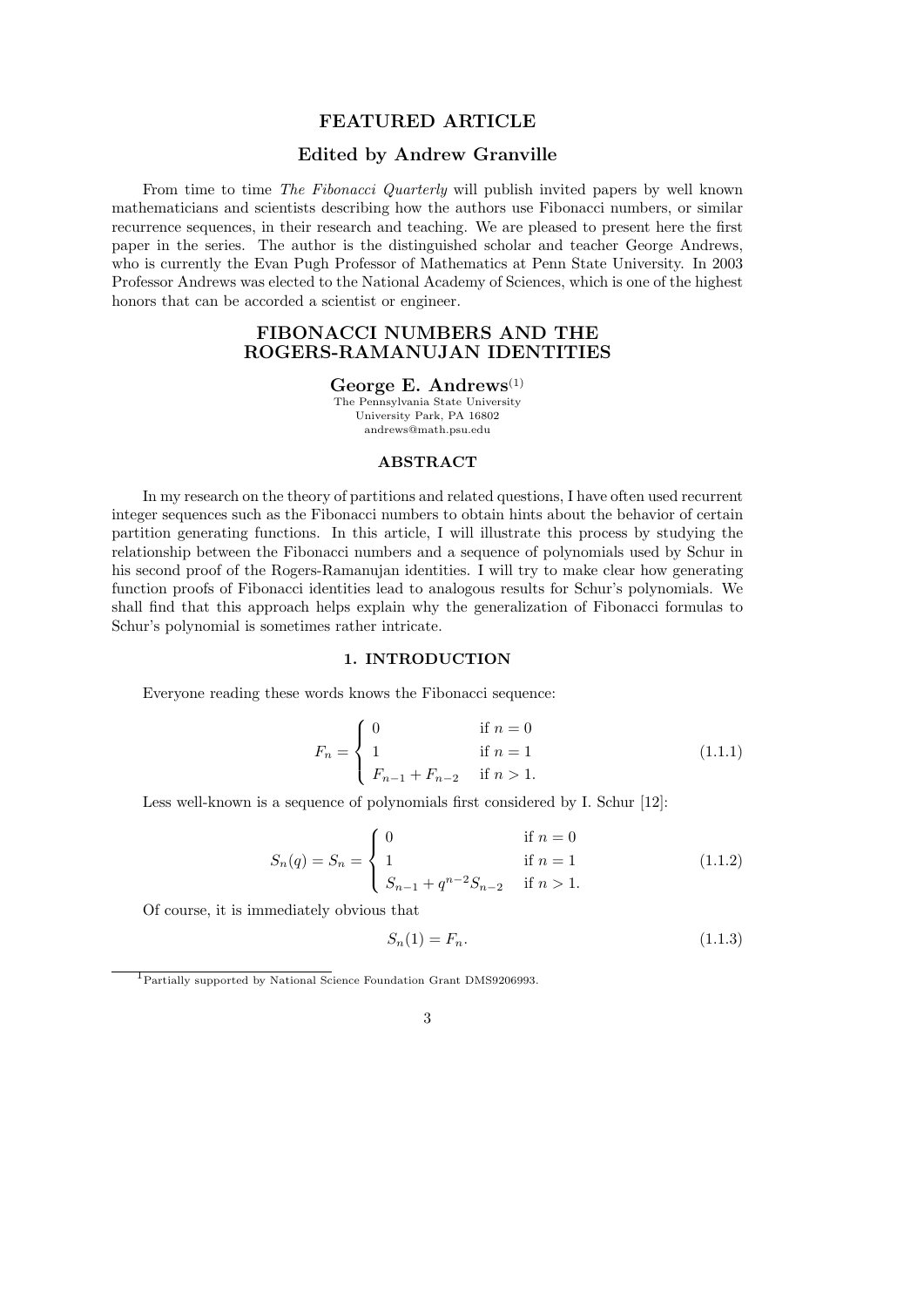## FEATURED ARTICLE

### Edited by Andrew Granville

From time to time *The Fibonacci Quarterly* will publish invited papers by well known mathematicians and scientists describing how the authors use Fibonacci numbers, or similar recurrence sequences, in their research and teaching. We are pleased to present here the first paper in the series. The author is the distinguished scholar and teacher George Andrews, who is currently the Evan Pugh Professor of Mathematics at Penn State University. In 2003 Professor Andrews was elected to the National Academy of Sciences, which is one of the highest honors that can be accorded a scientist or engineer.

# FIBONACCI NUMBERS AND THE ROGERS-RAMANUJAN IDENTITIES

**George E. Andrews**[1]

The Pennsylvania State University
University Park, PA 16802
andrews@math.psu.edu

### ABSTRACT

In my research on the theory of partitions and related questions, I have often used recurrent integer sequences such as the Fibonacci numbers to obtain hints about the behavior of certain partition generating functions. In this article, I will illustrate this process by studying the relationship between the Fibonacci numbers and a sequence of polynomials used by Schur in his second proof of the Rogers-Ramanujan identities. I will try to make clear how generating function proofs of Fibonacci identities lead to analogous results for Schur's polynomials. We shall find that this approach helps explain why the generalization of Fibonacci formulas to Schur's polynomial is sometimes rather intricate.

### 1. INTRODUCTION

Everyone reading these words knows the Fibonacci sequence:

$$F_n = \begin{cases} 0 & \text{if } n = 0 \\ 1 & \text{if } n = 1 \\ F_{n-1} + F_{n-2} & \text{if } n > 1. \end{cases} \tag{1.1.1}$$

Less well-known is a sequence of polynomials first considered by I. Schur [12]:

$$S_n(q) = S_n = \begin{cases} 0 & \text{if } n = 0 \\ 1 & \text{if } n = 1 \\ S_{n-1} + q^{n-2} S_{n-2} & \text{if } n > 1. \end{cases} \tag{1.1.2}$$

Of course, it is immediately obvious that

$$S_n(1) = F_n. \tag{1.1.3}$$

[1] Partially supported by National Science Foundation Grant DMS9206993.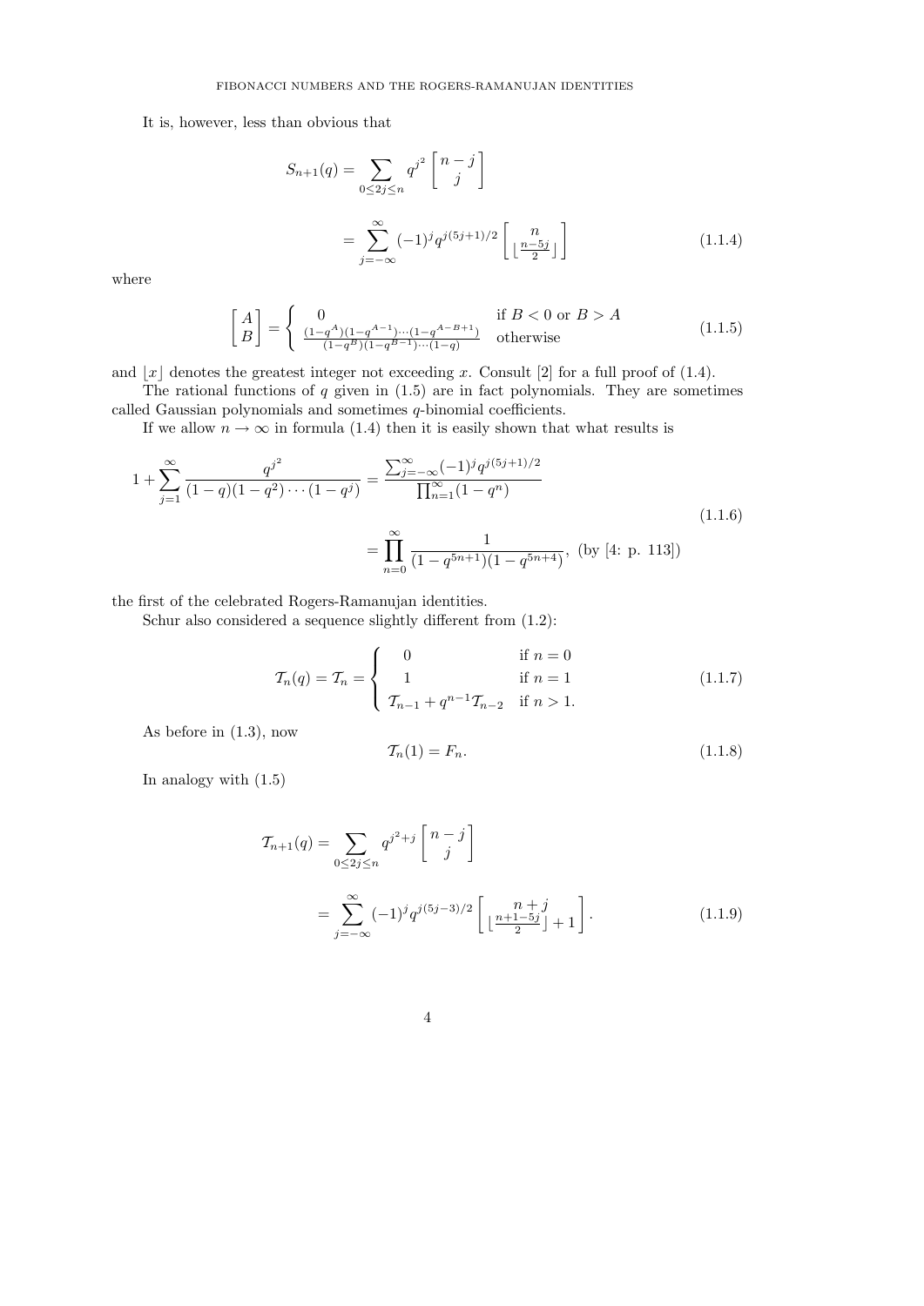It is, however, less than obvious that

$$
\begin{aligned}
S_{n+1}(q) &= \sum_{0\le 2j\le n} q^{j^2} \begin{bmatrix} n-j \\ j \end{bmatrix} \\
&= \sum_{j=-\infty}^{\infty} (-1)^j q^{j(5j+1)/2} \begin{bmatrix} n \\ \lfloor \frac{n-5j}{2} \rfloor \end{bmatrix} \qquad (1.1.4)
\end{aligned}
$$

where

$$
\begin{bmatrix} A \\ B \end{bmatrix} = \begin{cases} 0 & \text{if } B < 0 \text{ or } B > A \\ \frac{(1-q^A)(1-q^{A-1})\cdots(1-q^{A-B+1})}{(1-q^B)(1-q^{B-1})\cdots(1-q)} & \text{otherwise} \end{cases} \qquad (1.1.5)
$$

and $\lfloor x \rfloor$ denotes the greatest integer not exceeding $x$. Consult [2] for a full proof of (1.4).

The rational functions of $q$ given in (1.5) are in fact polynomials. They are sometimes called Gaussian polynomials and sometimes $q$-binomial coefficients.

If we allow $n \to \infty$ in formula (1.4) then it is easily shown that what results is

$$
\begin{aligned}
1 + \sum_{j=1}^{\infty} \frac{q^{j^2}}{(1-q)(1-q^2)\cdots(1-q^j)} &= \frac{\sum_{j=-\infty}^{\infty}(-1)^j q^{j(5j+1)/2}}{\prod_{n=1}^{\infty}(1-q^n)} \\
&= \prod_{n=0}^{\infty} \frac{1}{(1-q^{5n+1})(1-q^{5n+4})}, \text{ (by [4: p. 113])} \qquad (1.1.6)
\end{aligned}
$$

the first of the celebrated Rogers-Ramanujan identities.

Schur also considered a sequence slightly different from (1.2):

$$
\mathcal{T}_n(q) = \mathcal{T}_n = \begin{cases} 0 & \text{if } n = 0 \\ 1 & \text{if } n = 1 \\ \mathcal{T}_{n-1} + q^{n-1}\mathcal{T}_{n-2} & \text{if } n > 1. \end{cases} \qquad (1.1.7)
$$

As before in (1.3), now

$$
\mathcal{T}_n(1) = F_n. \qquad (1.1.8)
$$

In analogy with (1.5)

$$
\begin{aligned}
\mathcal{T}_{n+1}(q) &= \sum_{0\le 2j\le n} q^{j^2+j} \begin{bmatrix} n-j \\ j \end{bmatrix} \\
&= \sum_{j=-\infty}^{\infty} (-1)^j q^{j(5j-3)/2} \begin{bmatrix} n+j \\ \lfloor \frac{n+1-5j}{2} \rfloor + 1 \end{bmatrix}. \qquad (1.1.9)
\end{aligned}
$$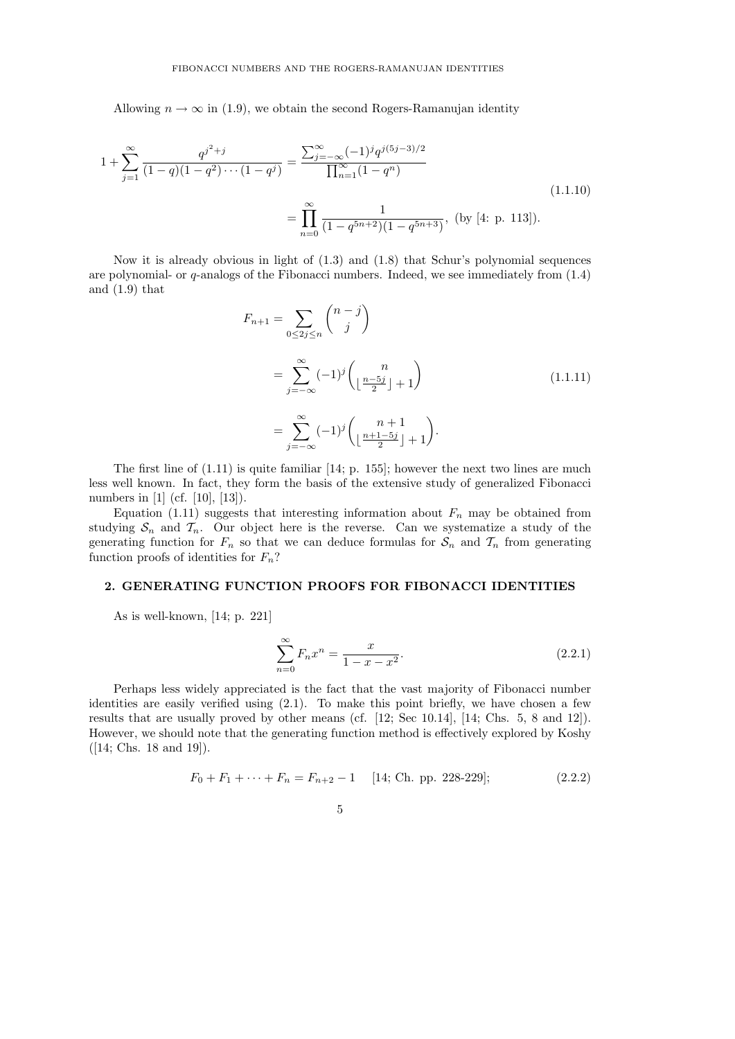Allowing $n \to \infty$ in (1.9), we obtain the second Rogers-Ramanujan identity

$$
\begin{aligned}
1+\sum_{j=1}^{\infty} \frac{q^{j^2+j}}{(1-q)(1-q^2)\cdots(1-q^j)} &= \frac{\sum_{j=-\infty}^{\infty}(-1)^j q^{j(5j-3)/2}}{\prod_{n=1}^{\infty}(1-q^n)} \\
&= \prod_{n=0}^{\infty} \frac{1}{(1-q^{5n+2})(1-q^{5n+3})}, \text{ (by [4: p. 113]).}
\end{aligned}
\tag{1.1.10}
$$

Now it is already obvious in light of (1.3) and (1.8) that Schur's polynomial sequences are polynomial- or $q$-analogs of the Fibonacci numbers. Indeed, we see immediately from (1.4) and (1.9) that

$$
\begin{aligned}
F_{n+1} &= \sum_{0 \le 2j \le n} \binom{n-j}{j} \\
&= \sum_{j=-\infty}^{\infty} (-1)^j \binom{n}{\lfloor \frac{n-5j}{2} \rfloor + 1} \\
&= \sum_{j=-\infty}^{\infty} (-1)^j \binom{n+1}{\lfloor \frac{n+1-5j}{2} \rfloor + 1}.
\end{aligned}
\tag{1.1.11}
$$

The first line of (1.11) is quite familiar [14; p. 155]; however the next two lines are much less well known. In fact, they form the basis of the extensive study of generalized Fibonacci numbers in [1] (cf. [10], [13]).

Equation (1.11) suggests that interesting information about $F_n$ may be obtained from studying $\mathcal{S}_n$ and $\mathcal{T}_n$. Our object here is the reverse. Can we systematize a study of the generating function for $F_n$ so that we can deduce formulas for $\mathcal{S}_n$ and $\mathcal{T}_n$ from generating function proofs of identities for $F_n$?

## 2. GENERATING FUNCTION PROOFS FOR FIBONACCI IDENTITIES

As is well-known, [14; p. 221]

$$
\sum_{n=0}^{\infty} F_n x^n = \frac{x}{1-x-x^2}. \tag{2.2.1}
$$

Perhaps less widely appreciated is the fact that the vast majority of Fibonacci number identities are easily verified using (2.1). To make this point briefly, we have chosen a few results that are usually proved by other means (cf. [12; Sec 10.14], [14; Chs. 5, 8 and 12]). However, we should note that the generating function method is effectively explored by Koshy ([14; Chs. 18 and 19]).

$$
F_0 + F_1 + \cdots + F_n = F_{n+2} - 1 \quad \text{[14; Ch. pp. 228-229];} \tag{2.2.2}
$$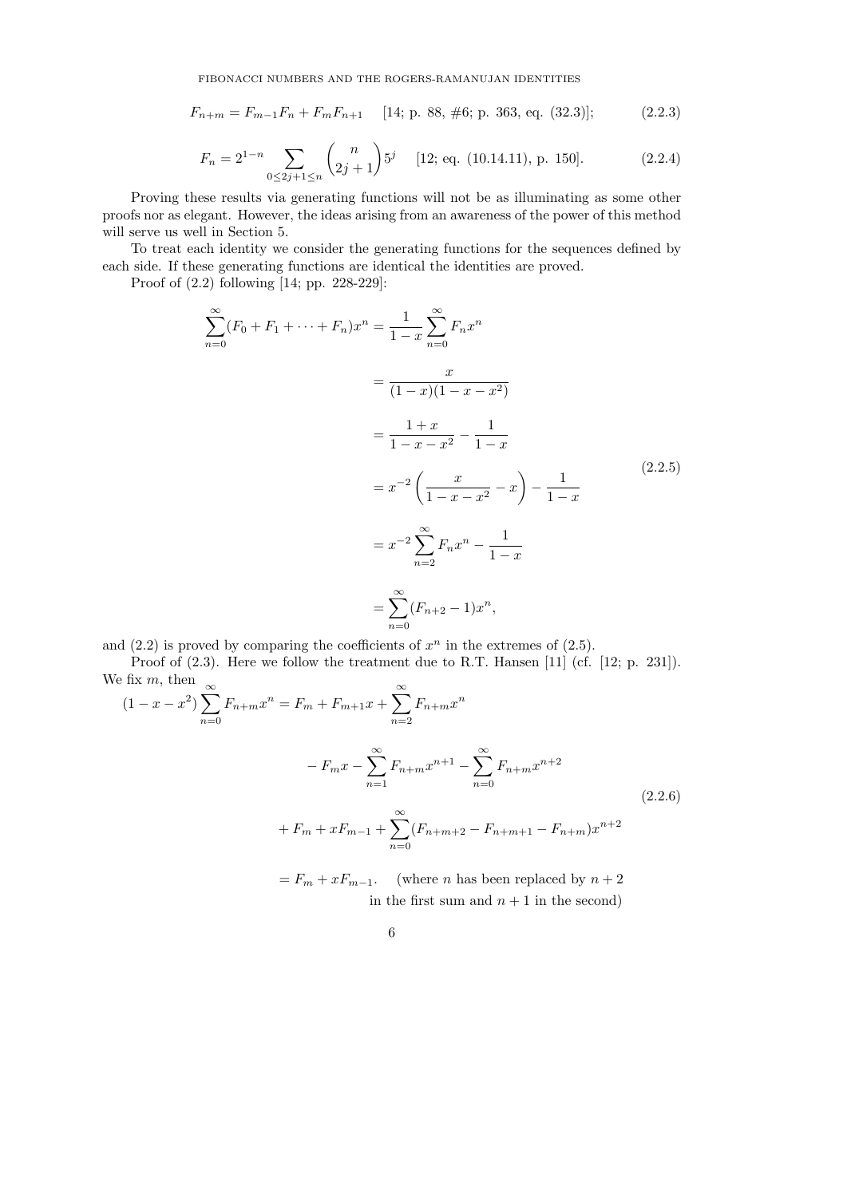$$F_{n+m} = F_{m-1}F_n + F_m F_{n+1} \quad [14; \text{ p. 88, \#6; p. 363, eq. (32.3)}]; \tag{2.2.3}$$

$$F_n = 2^{1-n} \sum_{0 \le 2j+1 \le n} \binom{n}{2j+1} 5^j \quad [12; \text{ eq. (10.14.11), p. 150}]. \tag{2.2.4}$$

Proving these results via generating functions will not be as illuminating as some other proofs nor as elegant. However, the ideas arising from an awareness of the power of this method will serve us well in Section 5.

To treat each identity we consider the generating functions for the sequences defined by each side. If these generating functions are identical the identities are proved.

Proof of (2.2) following [14; pp. 228-229]:

$$\begin{aligned}
\sum_{n=0}^{\infty}(F_0 + F_1 + \cdots + F_n)x^n &= \frac{1}{1-x}\sum_{n=0}^{\infty} F_n x^n \\
&= \frac{x}{(1-x)(1-x-x^2)} \\
&= \frac{1+x}{1-x-x^2} - \frac{1}{1-x} \\
&= x^{-2}\left(\frac{x}{1-x-x^2} - x\right) - \frac{1}{1-x} \\
&= x^{-2}\sum_{n=2}^{\infty} F_n x^n - \frac{1}{1-x} \\
&= \sum_{n=0}^{\infty}(F_{n+2} - 1)x^n,
\end{aligned} \tag{2.2.5}$$

and (2.2) is proved by comparing the coefficients of $x^n$ in the extremes of (2.5).

Proof of (2.3). Here we follow the treatment due to R.T. Hansen [11] (cf. [12; p. 231]). We fix $m$, then

$$\begin{aligned}
(1-x-x^2)\sum_{n=0}^{\infty} F_{n+m}x^n &= F_m + F_{m+1}x + \sum_{n=2}^{\infty} F_{n+m}x^n \\
&\quad - F_m x - \sum_{n=1}^{\infty} F_{n+m}x^{n+1} - \sum_{n=0}^{\infty} F_{n+m}x^{n+2} \\
&\quad + F_m + xF_{m-1} + \sum_{n=0}^{\infty}(F_{n+m+2} - F_{n+m+1} - F_{n+m})x^{n+2} \\
&= F_m + xF_{m-1}. \quad \text{(where } n \text{ has been replaced by } n+2 \\
&\qquad\qquad\qquad\quad \text{in the first sum and } n+1 \text{ in the second)}
\end{aligned} \tag{2.2.6}$$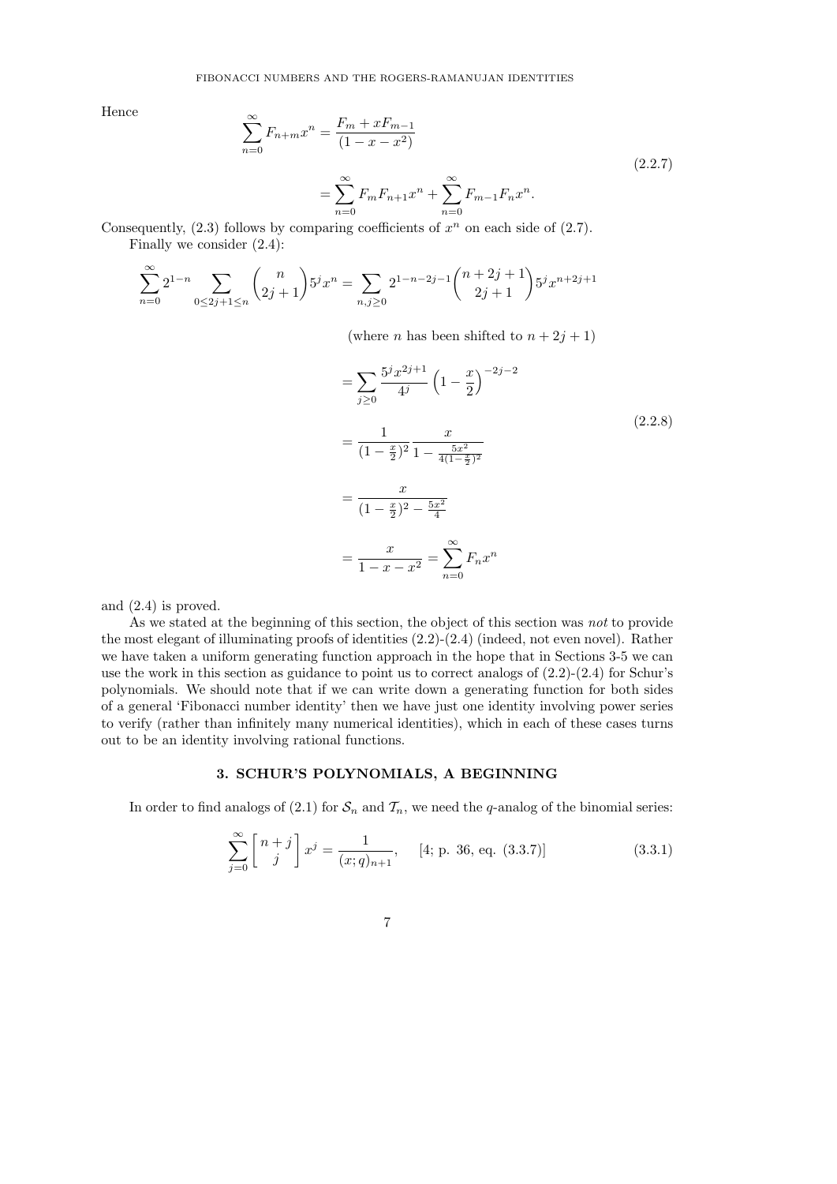Hence

$$
\begin{aligned}
\sum_{n=0}^{\infty} F_{n+m} x^n &= \frac{F_m + x F_{m-1}}{(1 - x - x^2)} \\
&= \sum_{n=0}^{\infty} F_m F_{n+1} x^n + \sum_{n=0}^{\infty} F_{m-1} F_n x^n.
\end{aligned}
\tag{2.2.7}
$$

Consequently, (2.3) follows by comparing coefficients of $x^n$ on each side of (2.7).

Finally we consider (2.4):

$$
\begin{aligned}
\sum_{n=0}^{\infty} 2^{1-n} \sum_{0 \le 2j+1 \le n} \binom{n}{2j+1} 5^j x^n &= \sum_{n,j \ge 0} 2^{1-n-2j-1} \binom{n+2j+1}{2j+1} 5^j x^{n+2j+1} \\
&\qquad \text{(where } n \text{ has been shifted to } n+2j+1) \\
&= \sum_{j \ge 0} \frac{5^j x^{2j+1}}{4^j} \left(1 - \frac{x}{2}\right)^{-2j-2} \\
&= \frac{1}{(1-\frac{x}{2})^2} \frac{x}{1 - \frac{5x^2}{4(1-\frac{x}{2})^2}} \\
&= \frac{x}{(1-\frac{x}{2})^2 - \frac{5x^2}{4}} \\
&= \frac{x}{1-x-x^2} = \sum_{n=0}^{\infty} F_n x^n
\end{aligned}
\tag{2.2.8}
$$

and (2.4) is proved.

As we stated at the beginning of this section, the object of this section was *not* to provide the most elegant of illuminating proofs of identities (2.2)-(2.4) (indeed, not even novel). Rather we have taken a uniform generating function approach in the hope that in Sections 3-5 we can use the work in this section as guidance to point us to correct analogs of (2.2)-(2.4) for Schur's polynomials. We should note that if we can write down a generating function for both sides of a general 'Fibonacci number identity' then we have just one identity involving power series to verify (rather than infinitely many numerical identities), which in each of these cases turns out to be an identity involving rational functions.

## 3. SCHUR'S POLYNOMIALS, A BEGINNING

In order to find analogs of (2.1) for $\mathcal{S}_n$ and $\mathcal{T}_n$, we need the $q$-analog of the binomial series:

$$
\sum_{j=0}^{\infty} \begin{bmatrix} n+j \\ j \end{bmatrix} x^j = \frac{1}{(x;q)_{n+1}}, \quad [4; \text{ p. } 36, \text{ eq. } (3.3.7)] \tag{3.3.1}
$$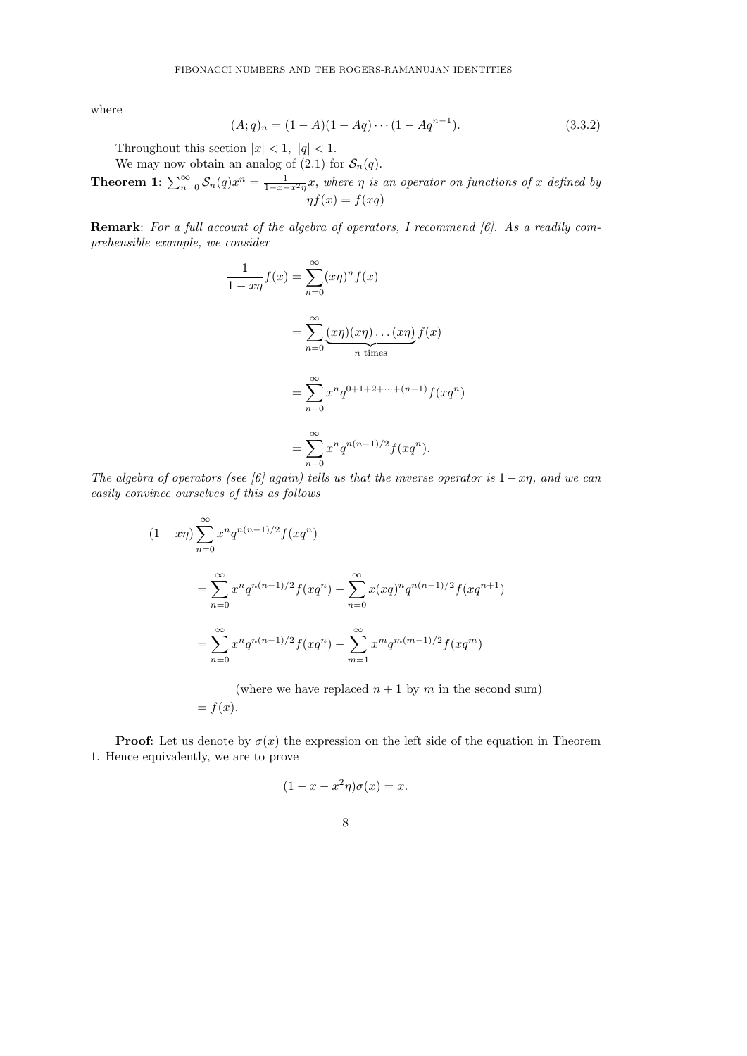where

$$(A;q)_n = (1-A)(1-Aq)\cdots(1-Aq^{n-1}). \tag{3.3.2}$$

Throughout this section $|x|<1,\ |q|<1$.

We may now obtain an analog of (2.1) for $\mathcal{S}_n(q)$.

**Theorem 1**: $\sum_{n=0}^{\infty} \mathcal{S}_n(q)x^n = \frac{1}{1-x-x^2\eta}x$, *where $\eta$ is an operator on functions of $x$ defined by*

$$\eta f(x) = f(xq)$$

**Remark**: *For a full account of the algebra of operators, I recommend [6]. As a readily comprehensible example, we consider*

$$\begin{aligned}
\frac{1}{1-x\eta}f(x) &= \sum_{n=0}^{\infty}(x\eta)^n f(x) \\
&= \sum_{n=0}^{\infty}\underbrace{(x\eta)(x\eta)\ldots(x\eta)}_{n \text{ times}} f(x) \\
&= \sum_{n=0}^{\infty} x^n q^{0+1+2+\cdots+(n-1)} f(xq^n) \\
&= \sum_{n=0}^{\infty} x^n q^{n(n-1)/2} f(xq^n).
\end{aligned}$$

*The algebra of operators (see [6] again) tells us that the inverse operator is $1-x\eta$, and we can easily convince ourselves of this as follows*

$$\begin{aligned}
&(1-x\eta)\sum_{n=0}^{\infty} x^n q^{n(n-1)/2} f(xq^n) \\
&= \sum_{n=0}^{\infty} x^n q^{n(n-1)/2} f(xq^n) - \sum_{n=0}^{\infty} x(xq)^n q^{n(n-1)/2} f(xq^{n+1}) \\
&= \sum_{n=0}^{\infty} x^n q^{n(n-1)/2} f(xq^n) - \sum_{m=1}^{\infty} x^m q^{m(m-1)/2} f(xq^m)
\end{aligned}$$

(where we have replaced $n+1$ by $m$ in the second sum)

$= f(x)$.

**Proof**: Let us denote by $\sigma(x)$ the expression on the left side of the equation in Theorem 1. Hence equivalently, we are to prove

$$(1-x-x^2\eta)\sigma(x) = x.$$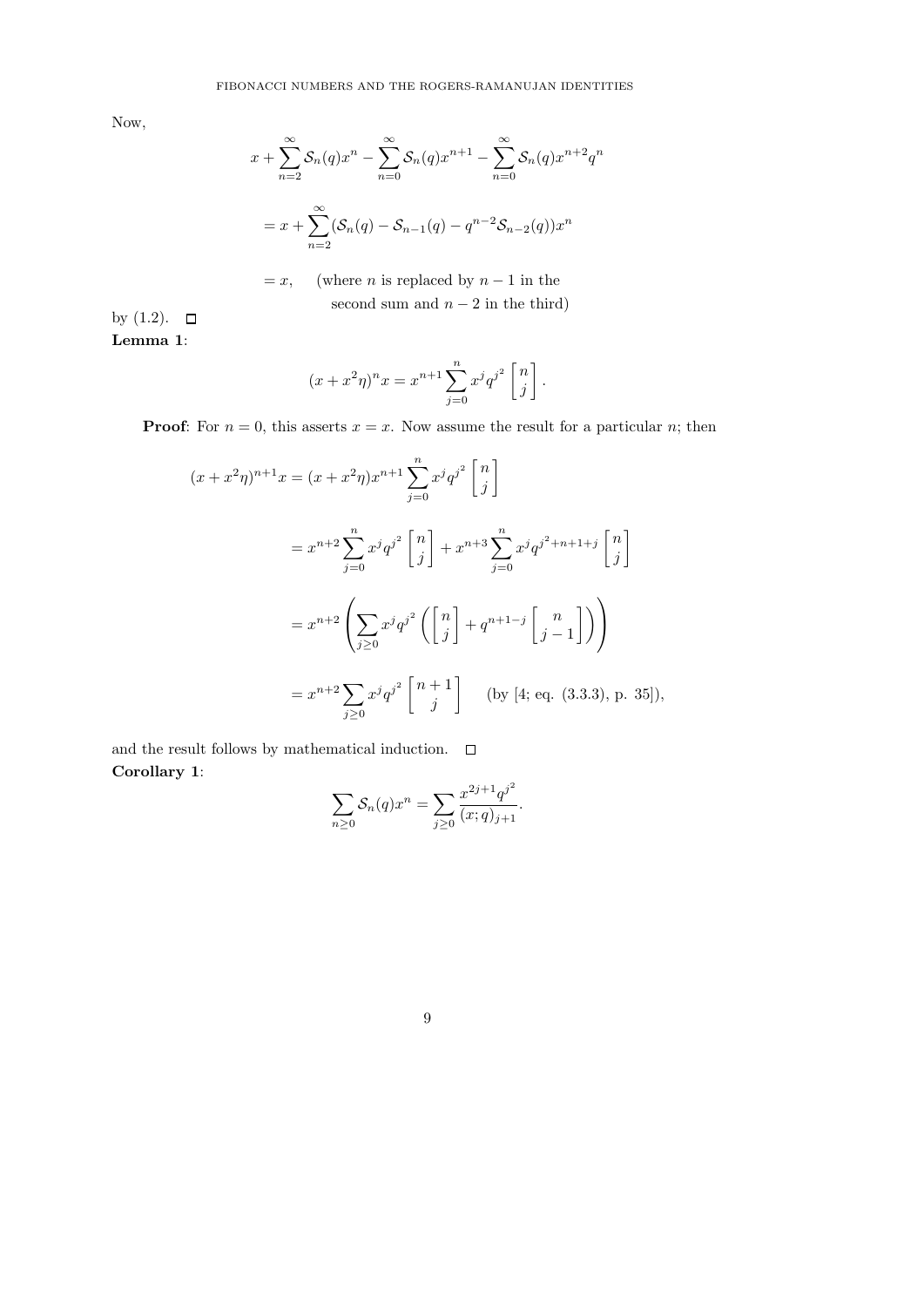Now,

$$x + \sum_{n=2}^{\infty} \mathcal{S}_n(q)x^n - \sum_{n=0}^{\infty} \mathcal{S}_n(q)x^{n+1} - \sum_{n=0}^{\infty} \mathcal{S}_n(q)x^{n+2}q^n$$

$$= x + \sum_{n=2}^{\infty} (\mathcal{S}_n(q) - \mathcal{S}_{n-1}(q) - q^{n-2}\mathcal{S}_{n-2}(q))x^n$$

$$= x, \quad \text{(where } n \text{ is replaced by } n-1 \text{ in the second sum and } n-2 \text{ in the third)}$$

by (1.2). □

**Lemma 1**:

$$(x + x^2\eta)^n x = x^{n+1} \sum_{j=0}^{n} x^j q^{j^2} \begin{bmatrix} n \\ j \end{bmatrix}.$$

**Proof**: For $n = 0$, this asserts $x = x$. Now assume the result for a particular $n$; then

$$(x + x^2\eta)^{n+1} x = (x + x^2\eta) x^{n+1} \sum_{j=0}^{n} x^j q^{j^2} \begin{bmatrix} n \\ j \end{bmatrix}$$

$$= x^{n+2} \sum_{j=0}^{n} x^j q^{j^2} \begin{bmatrix} n \\ j \end{bmatrix} + x^{n+3} \sum_{j=0}^{n} x^j q^{j^2+n+1+j} \begin{bmatrix} n \\ j \end{bmatrix}$$

$$= x^{n+2} \left( \sum_{j \geq 0} x^j q^{j^2} \left( \begin{bmatrix} n \\ j \end{bmatrix} + q^{n+1-j} \begin{bmatrix} n \\ j-1 \end{bmatrix} \right) \right)$$

$$= x^{n+2} \sum_{j \geq 0} x^j q^{j^2} \begin{bmatrix} n+1 \\ j \end{bmatrix} \quad \text{(by [4; eq. (3.3.3), p. 35])},$$

and the result follows by mathematical induction. □

**Corollary 1**:

$$\sum_{n \geq 0} \mathcal{S}_n(q) x^n = \sum_{j \geq 0} \frac{x^{2j+1} q^{j^2}}{(x;q)_{j+1}}.$$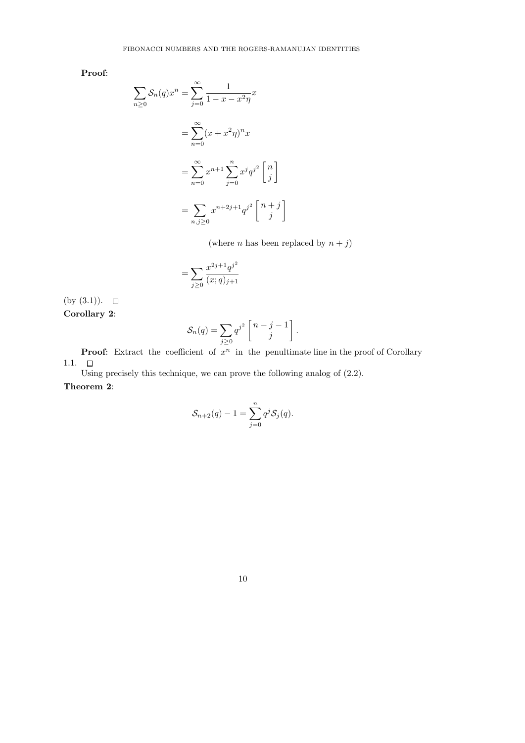**Proof**:

$$\sum_{n\geq 0} \mathcal{S}_n(q)x^n = \sum_{j=0}^{\infty} \frac{1}{1-x-x^2\eta}x$$

$$= \sum_{n=0}^{\infty} (x+x^2\eta)^n x$$

$$= \sum_{n=0}^{\infty} x^{n+1} \sum_{j=0}^{n} x^j q^{j^2} \begin{bmatrix} n \\ j \end{bmatrix}$$

$$= \sum_{n,j\geq 0} x^{n+2j+1} q^{j^2} \begin{bmatrix} n+j \\ j \end{bmatrix}$$

(where $n$ has been replaced by $n+j$)

$$= \sum_{j\geq 0} \frac{x^{2j+1}q^{j^2}}{(x;q)_{j+1}}$$

(by (3.1)). □

**Corollary 2**:

$$\mathcal{S}_n(q) = \sum_{j\geq 0} q^{j^2} \begin{bmatrix} n-j-1 \\ j \end{bmatrix}.$$

**Proof**: Extract the coefficient of $x^n$ in the penultimate line in the proof of Corollary 1.1. □

Using precisely this technique, we can prove the following analog of (2.2).

**Theorem 2**:

$$\mathcal{S}_{n+2}(q) - 1 = \sum_{j=0}^{n} q^j \mathcal{S}_j(q).$$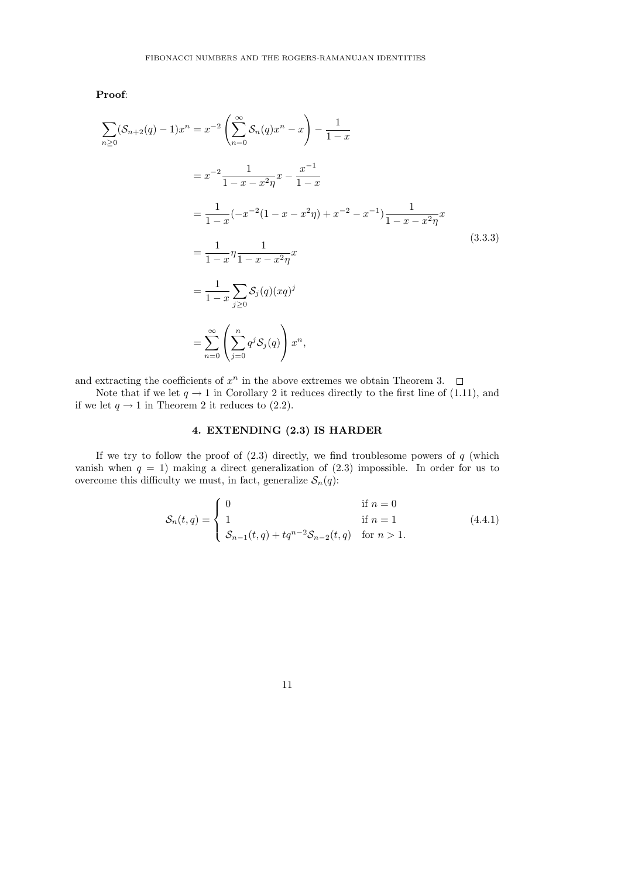**Proof**:

$$
\begin{aligned}
\sum_{n\geq 0}(\mathcal{S}_{n+2}(q)-1)x^n &= x^{-2}\left(\sum_{n=0}^{\infty}\mathcal{S}_n(q)x^n - x\right) - \frac{1}{1-x} \\
&= x^{-2}\frac{1}{1-x-x^2\eta}x - \frac{x^{-1}}{1-x} \\
&= \frac{1}{1-x}(-x^{-2}(1-x-x^2\eta)+x^{-2}-x^{-1})\frac{1}{1-x-x^2\eta}x \\
&= \frac{1}{1-x}\eta\frac{1}{1-x-x^2\eta}x \\
&= \frac{1}{1-x}\sum_{j\geq 0}\mathcal{S}_j(q)(xq)^j \\
&= \sum_{n=0}^{\infty}\left(\sum_{j=0}^{n}q^j\mathcal{S}_j(q)\right)x^n,
\end{aligned}
\tag{3.3.3}
$$

and extracting the coefficients of $x^n$ in the above extremes we obtain Theorem 3. $\square$

Note that if we let $q \to 1$ in Corollary 2 it reduces directly to the first line of (1.11), and if we let $q \to 1$ in Theorem 2 it reduces to (2.2).

## 4. EXTENDING (2.3) IS HARDER

If we try to follow the proof of (2.3) directly, we find troublesome powers of $q$ (which vanish when $q = 1$) making a direct generalization of (2.3) impossible. In order for us to overcome this difficulty we must, in fact, generalize $\mathcal{S}_n(q)$:

$$
\mathcal{S}_n(t,q) = \begin{cases} 0 & \text{if } n = 0 \\ 1 & \text{if } n = 1 \\ \mathcal{S}_{n-1}(t,q) + tq^{n-2}\mathcal{S}_{n-2}(t,q) & \text{for } n > 1. \end{cases} \tag{4.4.1}
$$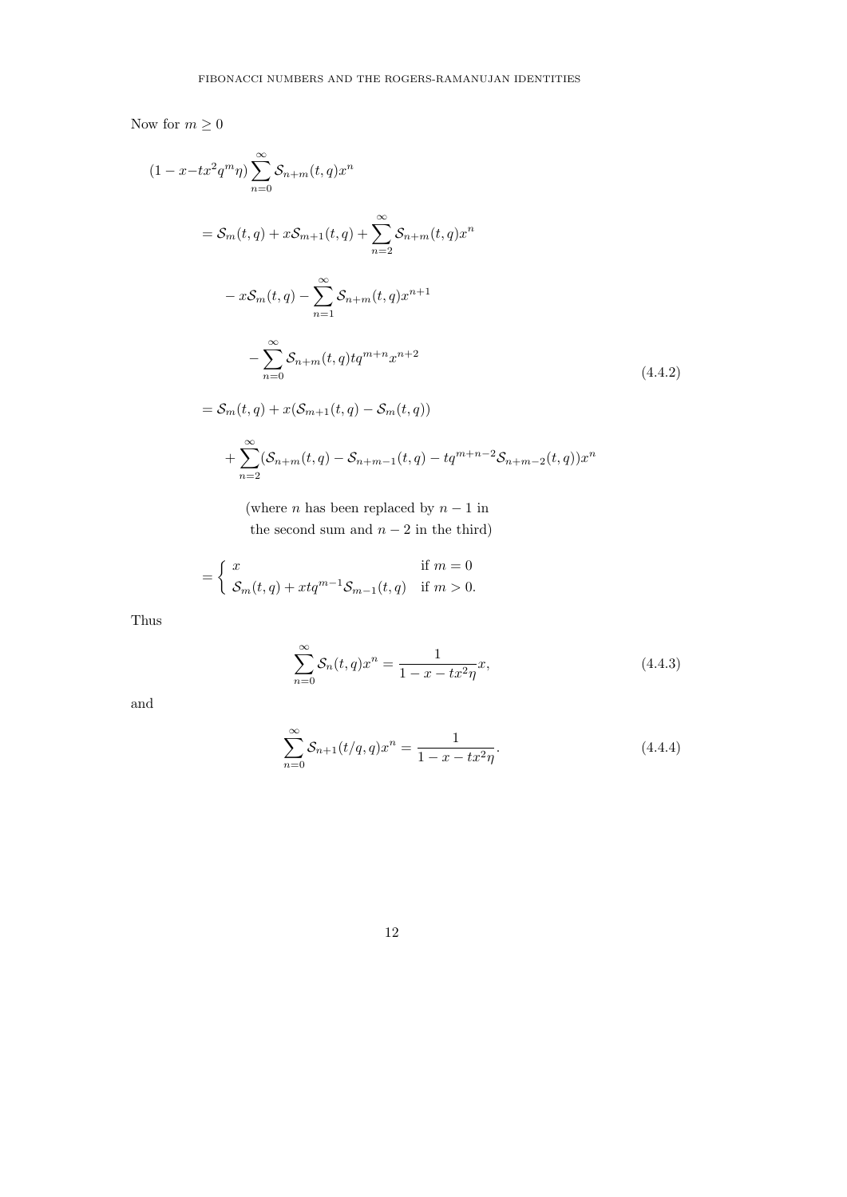Now for $m \geq 0$

$$
\begin{aligned}
(1 - x - tx^2 q^m \eta) \sum_{n=0}^{\infty} \mathcal{S}_{n+m}(t,q) x^n & \\
= \mathcal{S}_m(t,q) + x\mathcal{S}_{m+1}(t,q) + \sum_{n=2}^{\infty} \mathcal{S}_{n+m}(t,q) x^n & \\
- x\mathcal{S}_m(t,q) - \sum_{n=1}^{\infty} \mathcal{S}_{n+m}(t,q) x^{n+1} & \\
- \sum_{n=0}^{\infty} \mathcal{S}_{n+m}(t,q) t q^{m+n} x^{n+2} & \qquad (4.4.2) \\
= \mathcal{S}_m(t,q) + x(\mathcal{S}_{m+1}(t,q) - \mathcal{S}_m(t,q)) & \\
+ \sum_{n=2}^{\infty} (\mathcal{S}_{n+m}(t,q) - \mathcal{S}_{n+m-1}(t,q) - t q^{m+n-2} \mathcal{S}_{n+m-2}(t,q)) x^n &
\end{aligned}
$$

(where $n$ has been replaced by $n-1$ in the second sum and $n-2$ in the third)

$$
= \begin{cases} x & \text{if } m = 0 \\ \mathcal{S}_m(t,q) + xtq^{m-1}\mathcal{S}_{m-1}(t,q) & \text{if } m > 0. \end{cases}
$$

Thus

$$
\sum_{n=0}^{\infty} \mathcal{S}_n(t,q) x^n = \frac{1}{1 - x - tx^2 \eta} x, \tag{4.4.3}
$$

and

$$
\sum_{n=0}^{\infty} \mathcal{S}_{n+1}(t/q,q) x^n = \frac{1}{1 - x - tx^2 \eta}. \tag{4.4.4}
$$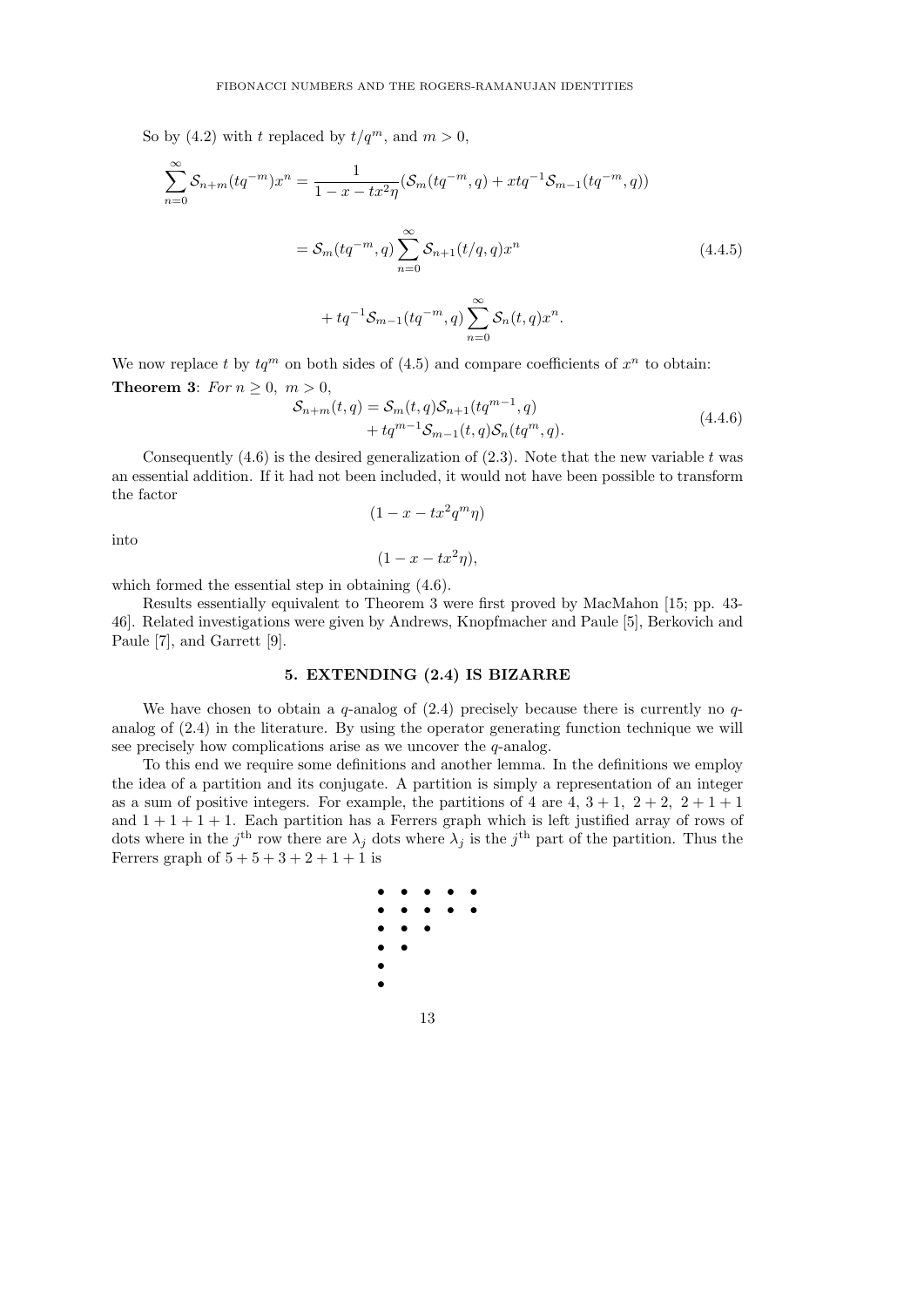So by (4.2) with $t$ replaced by $t/q^m$, and $m > 0$,

$$
\begin{aligned}
\sum_{n=0}^{\infty} \mathcal{S}_{n+m}(tq^{-m})x^n &= \frac{1}{1-x-tx^2\eta}(\mathcal{S}_m(tq^{-m},q) + xtq^{-1}\mathcal{S}_{m-1}(tq^{-m},q)) \\
&= \mathcal{S}_m(tq^{-m},q)\sum_{n=0}^{\infty}\mathcal{S}_{n+1}(t/q,q)x^n \\
&\quad + tq^{-1}\mathcal{S}_{m-1}(tq^{-m},q)\sum_{n=0}^{\infty}\mathcal{S}_n(t,q)x^n.
\end{aligned} \tag{4.4.5}
$$

We now replace $t$ by $tq^m$ on both sides of (4.5) and compare coefficients of $x^n$ to obtain:

**Theorem 3**: *For* $n \geq 0,\ m > 0$,

$$
\begin{aligned}
\mathcal{S}_{n+m}(t,q) &= \mathcal{S}_m(t,q)\mathcal{S}_{n+1}(tq^{m-1},q) \\
&\quad + tq^{m-1}\mathcal{S}_{m-1}(t,q)\mathcal{S}_n(tq^m,q).
\end{aligned} \tag{4.4.6}
$$

Consequently (4.6) is the desired generalization of (2.3). Note that the new variable $t$ was an essential addition. If it had not been included, it would not have been possible to transform the factor

$$(1 - x - tx^2q^m\eta)$$

into

$$(1 - x - tx^2\eta),$$

which formed the essential step in obtaining (4.6).

Results essentially equivalent to Theorem 3 were first proved by MacMahon [15; pp. 43-46]. Related investigations were given by Andrews, Knopfmacher and Paule [5], Berkovich and Paule [7], and Garrett [9].

## 5. EXTENDING (2.4) IS BIZARRE

We have chosen to obtain a $q$-analog of (2.4) precisely because there is currently no $q$-analog of (2.4) in the literature. By using the operator generating function technique we will see precisely how complications arise as we uncover the $q$-analog.

To this end we require some definitions and another lemma. In the definitions we employ the idea of a partition and its conjugate. A partition is simply a representation of an integer as a sum of positive integers. For example, the partitions of 4 are $4,\ 3+1,\ 2+2,\ 2+1+1$ and $1+1+1+1$. Each partition has a Ferrers graph which is left justified array of rows of dots where in the $j^{\text{th}}$ row there are $\lambda_j$ dots where $\lambda_j$ is the $j^{\text{th}}$ part of the partition. Thus the Ferrers graph of $5+5+3+2+1+1$ is

```
• • • • •
• • • • •
• • •
• •
•
•
```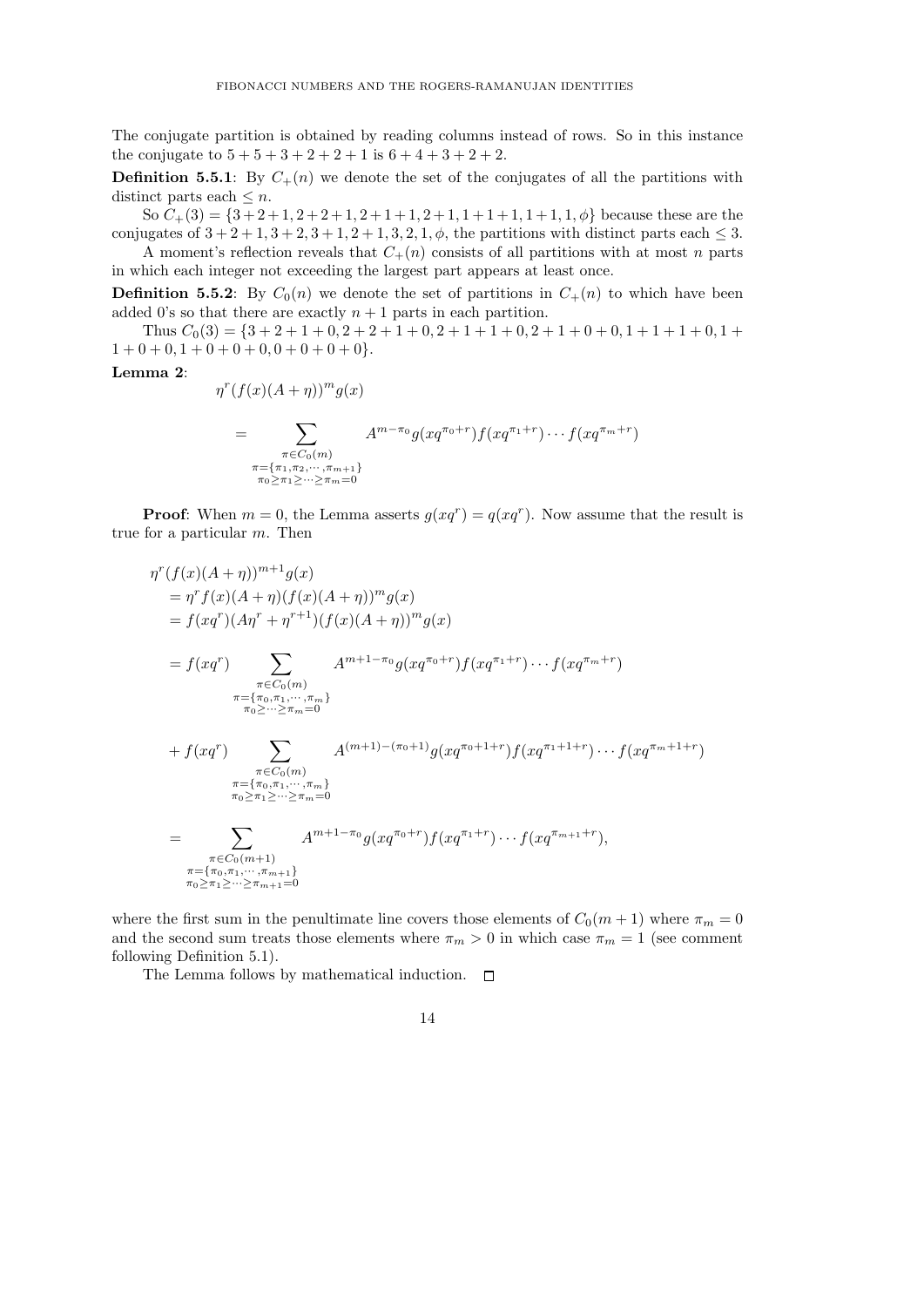The conjugate partition is obtained by reading columns instead of rows. So in this instance the conjugate to $5+5+3+2+2+1$ is $6+4+3+2+2$.

**Definition 5.5.1**: By $C_+(n)$ we denote the set of the conjugates of all the partitions with distinct parts each $\leq n$.

So $C_+(3) = \{3+2+1, 2+2+1, 2+1+1, 2+1, 1+1+1, 1+1, 1, \phi\}$ because these are the conjugates of $3+2+1, 3+2, 3+1, 2+1, 3, 2, 1, \phi$, the partitions with distinct parts each $\leq 3$.

A moment's reflection reveals that $C_+(n)$ consists of all partitions with at most $n$ parts in which each integer not exceeding the largest part appears at least once.

**Definition 5.5.2**: By $C_0(n)$ we denote the set of partitions in $C_+(n)$ to which have been added 0's so that there are exactly $n+1$ parts in each partition.

Thus $C_0(3) = \{3+2+1+0, 2+2+1+0, 2+1+1+0, 2+1+0+0, 1+1+1+0, 1+1+0+0, 1+0+0+0, 0+0+0+0\}$.

**Lemma 2**:

$$\eta^r(f(x)(A+\eta))^m g(x)$$

$$= \sum_{\substack{\pi \in C_0(m) \\ \pi = \{\pi_1, \pi_2, \cdots, \pi_{m+1}\} \\ \pi_0 \geq \pi_1 \geq \cdots \geq \pi_m = 0}} A^{m-\pi_0} g(xq^{\pi_0+r}) f(xq^{\pi_1+r}) \cdots f(xq^{\pi_m+r})$$

**Proof**: When $m=0$, the Lemma asserts $g(xq^r) = q(xq^r)$. Now assume that the result is true for a particular $m$. Then

$$\begin{aligned}
&\eta^r(f(x)(A+\eta))^{m+1} g(x) \\
&= \eta^r f(x)(A+\eta)(f(x)(A+\eta))^m g(x) \\
&= f(xq^r)(A\eta^r + \eta^{r+1})(f(x)(A+\eta))^m g(x) \\
&= f(xq^r) \sum_{\substack{\pi \in C_0(m) \\ \pi = \{\pi_0, \pi_1, \cdots, \pi_m\} \\ \pi_0 \geq \cdots \geq \pi_m = 0}} A^{m+1-\pi_0} g(xq^{\pi_0+r}) f(xq^{\pi_1+r}) \cdots f(xq^{\pi_m+r}) \\
&+ f(xq^r) \sum_{\substack{\pi \in C_0(m) \\ \pi = \{\pi_0, \pi_1, \cdots, \pi_m\} \\ \pi_0 \geq \pi_1 \geq \cdots \geq \pi_m = 0}} A^{(m+1)-(\pi_0+1)} g(xq^{\pi_0+1+r}) f(xq^{\pi_1+1+r}) \cdots f(xq^{\pi_m+1+r}) \\
&= \sum_{\substack{\pi \in C_0(m+1) \\ \pi = \{\pi_0, \pi_1, \cdots, \pi_{m+1}\} \\ \pi_0 \geq \pi_1 \geq \cdots \geq \pi_{m+1} = 0}} A^{m+1-\pi_0} g(xq^{\pi_0+r}) f(xq^{\pi_1+r}) \cdots f(xq^{\pi_{m+1}+r}),
\end{aligned}$$

where the first sum in the penultimate line covers those elements of $C_0(m+1)$ where $\pi_m = 0$ and the second sum treats those elements where $\pi_m > 0$ in which case $\pi_m = 1$ (see comment following Definition 5.1).

The Lemma follows by mathematical induction. $\square$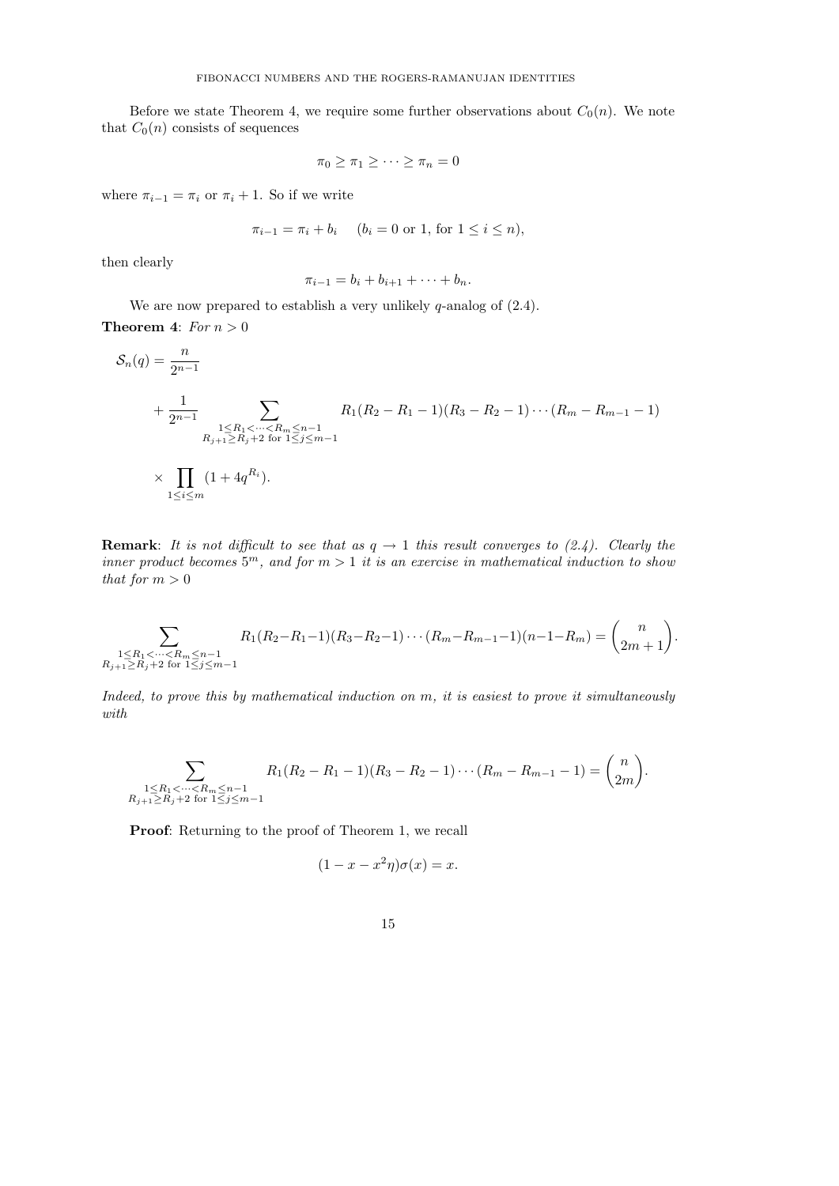Before we state Theorem 4, we require some further observations about $C_0(n)$. We note that $C_0(n)$ consists of sequences

$$\pi_0 \geq \pi_1 \geq \cdots \geq \pi_n = 0$$

where $\pi_{i-1} = \pi_i$ or $\pi_i + 1$. So if we write

$$\pi_{i-1} = \pi_i + b_i \quad (b_i = 0 \text{ or } 1, \text{ for } 1 \leq i \leq n),$$

then clearly

$$\pi_{i-1} = b_i + b_{i+1} + \cdots + b_n.$$

We are now prepared to establish a very unlikely $q$-analog of (2.4).

**Theorem 4**: *For $n > 0$*

$$\mathcal{S}_n(q) = \frac{n}{2^{n-1}} + \frac{1}{2^{n-1}} \sum_{\substack{1 \leq R_1 < \cdots < R_m \leq n-1 \\ R_{j+1} \geq R_j + 2 \text{ for } 1 \leq j \leq m-1}} R_1(R_2 - R_1 - 1)(R_3 - R_2 - 1) \cdots (R_m - R_{m-1} - 1) \times \prod_{1 \leq i \leq m} (1 + 4q^{R_i}).$$

**Remark**: *It is not difficult to see that as $q \to 1$ this result converges to (2.4). Clearly the inner product becomes $5^m$, and for $m > 1$ it is an exercise in mathematical induction to show that for $m > 0$*

$$\sum_{\substack{1 \leq R_1 < \cdots < R_m \leq n-1 \\ R_{j+1} \geq R_j + 2 \text{ for } 1 \leq j \leq m-1}} R_1(R_2 - R_1 - 1)(R_3 - R_2 - 1) \cdots (R_m - R_{m-1} - 1)(n - 1 - R_m) = \binom{n}{2m+1}.$$

*Indeed, to prove this by mathematical induction on $m$, it is easiest to prove it simultaneously with*

$$\sum_{\substack{1 \leq R_1 < \cdots < R_m \leq n-1 \\ R_{j+1} \geq R_j + 2 \text{ for } 1 \leq j \leq m-1}} R_1(R_2 - R_1 - 1)(R_3 - R_2 - 1) \cdots (R_m - R_{m-1} - 1) = \binom{n}{2m}.$$

**Proof**: Returning to the proof of Theorem 1, we recall

$$(1 - x - x^2\eta)\sigma(x) = x.$$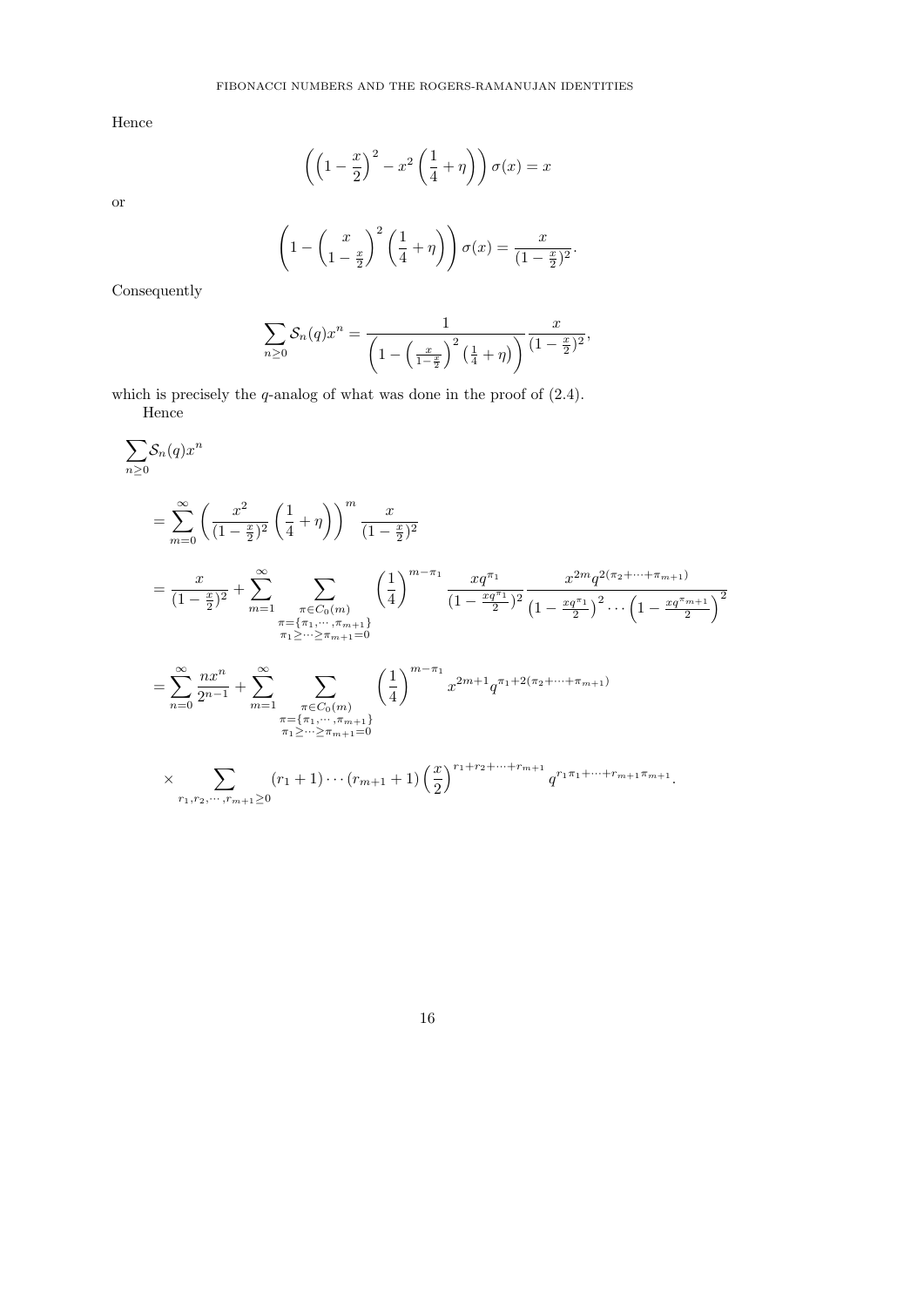Hence

$$\left(\left(1-\frac{x}{2}\right)^2 - x^2\left(\frac{1}{4}+\eta\right)\right)\sigma(x) = x$$

or

$$\left(1-\left(\frac{x}{1-\frac{x}{2}}\right)^2\left(\frac{1}{4}+\eta\right)\right)\sigma(x) = \frac{x}{(1-\frac{x}{2})^2}.$$

Consequently

$$\sum_{n\geq 0}\mathcal{S}_n(q)x^n = \frac{1}{\left(1-\left(\frac{x}{1-\frac{x}{2}}\right)^2\left(\frac{1}{4}+\eta\right)\right)}\frac{x}{(1-\frac{x}{2})^2},$$

which is precisely the $q$-analog of what was done in the proof of (2.4).

Hence

$$\sum_{n\geq 0}\mathcal{S}_n(q)x^n$$

$$= \sum_{m=0}^{\infty}\left(\frac{x^2}{(1-\frac{x}{2})^2}\left(\frac{1}{4}+\eta\right)\right)^m \frac{x}{(1-\frac{x}{2})^2}$$

$$= \frac{x}{(1-\frac{x}{2})^2} + \sum_{m=1}^{\infty}\sum_{\substack{\pi\in C_0(m)\\ \pi=\{\pi_1,\cdots,\pi_{m+1}\}\\ \pi_1\geq\cdots\geq\pi_{m+1}=0}}\left(\frac{1}{4}\right)^{m-\pi_1}\frac{xq^{\pi_1}}{(1-\frac{xq^{\pi_1}}{2})^2}\frac{x^{2m}q^{2(\pi_2+\cdots+\pi_{m+1})}}{\left(1-\frac{xq^{\pi_1}}{2}\right)^2\cdots\left(1-\frac{xq^{\pi_{m+1}}}{2}\right)^2}$$

$$= \sum_{n=0}^{\infty}\frac{nx^n}{2^{n-1}} + \sum_{m=1}^{\infty}\sum_{\substack{\pi\in C_0(m)\\ \pi=\{\pi_1,\cdots,\pi_{m+1}\}\\ \pi_1\geq\cdots\geq\pi_{m+1}=0}}\left(\frac{1}{4}\right)^{m-\pi_1}x^{2m+1}q^{\pi_1+2(\pi_2+\cdots+\pi_{m+1})}$$

$$\times \sum_{r_1,r_2,\cdots,r_{m+1}\geq 0}(r_1+1)\cdots(r_{m+1}+1)\left(\frac{x}{2}\right)^{r_1+r_2+\cdots+r_{m+1}}q^{r_1\pi_1+\cdots+r_{m+1}\pi_{m+1}}.$$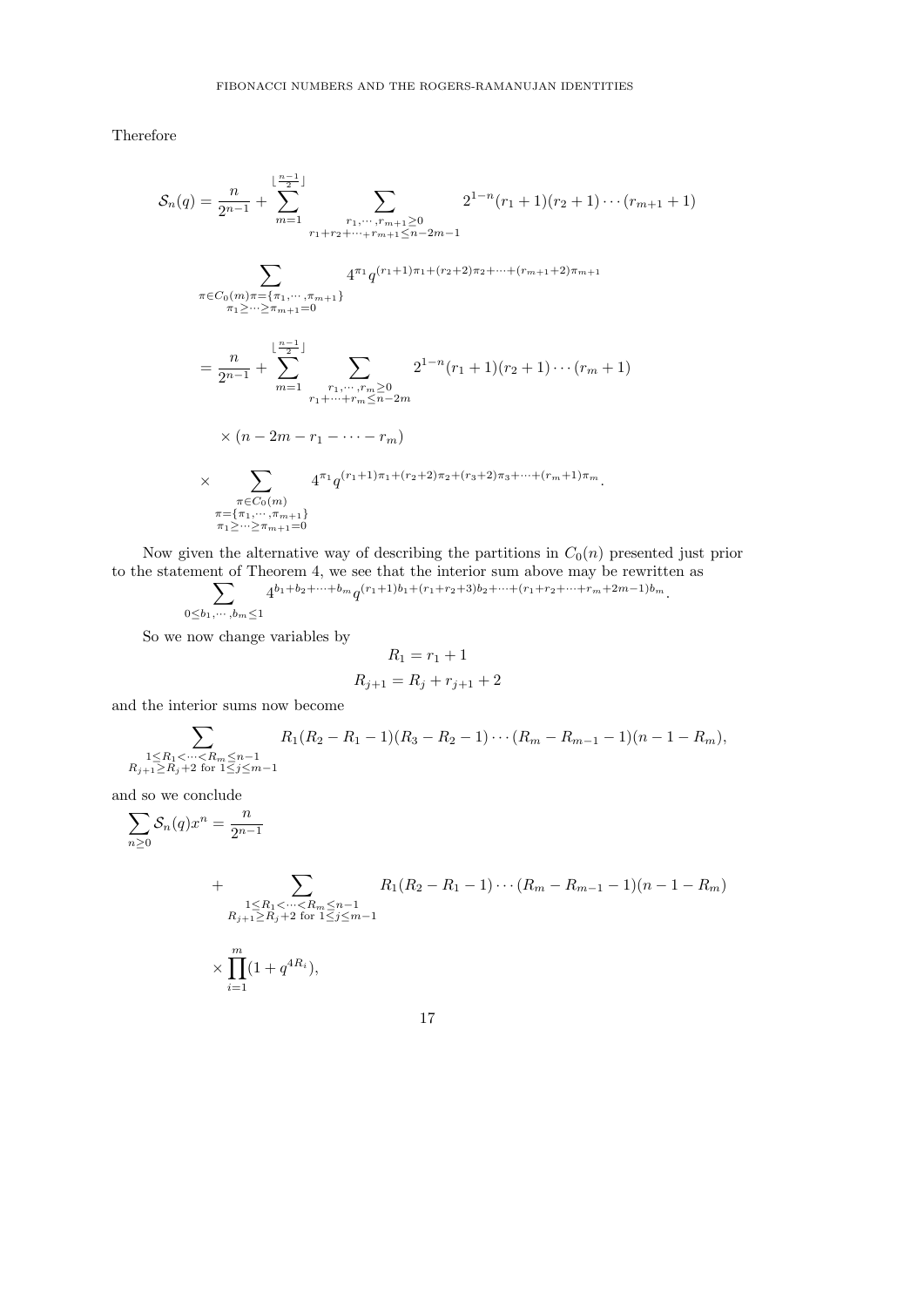Therefore

$$\mathcal{S}_n(q) = \frac{n}{2^{n-1}} + \sum_{m=1}^{\lfloor \frac{n-1}{2} \rfloor} \sum_{\substack{r_1,\cdots,r_{m+1}\geq 0\\ r_1+r_2+\cdots+r_{m+1}\leq n-2m-1}} 2^{1-n}(r_1+1)(r_2+1)\cdots(r_{m+1}+1)$$

$$\sum_{\substack{\pi\in C_0(m)\pi=\{\pi_1,\cdots,\pi_{m+1}\}\\ \pi_1\geq\cdots\geq\pi_{m+1}=0}} 4^{\pi_1} q^{(r_1+1)\pi_1+(r_2+2)\pi_2+\cdots+(r_{m+1}+2)\pi_{m+1}}$$

$$= \frac{n}{2^{n-1}} + \sum_{m=1}^{\lfloor \frac{n-1}{2} \rfloor} \sum_{\substack{r_1,\cdots,r_m\geq 0\\ r_1+\cdots+r_m\leq n-2m}} 2^{1-n}(r_1+1)(r_2+1)\cdots(r_m+1)$$

$$\times (n-2m-r_1-\cdots-r_m)$$

$$\times \sum_{\substack{\pi\in C_0(m)\\ \pi=\{\pi_1,\cdots,\pi_{m+1}\}\\ \pi_1\geq\cdots\geq\pi_{m+1}=0}} 4^{\pi_1} q^{(r_1+1)\pi_1+(r_2+2)\pi_2+(r_3+2)\pi_3+\cdots+(r_m+1)\pi_m}.$$

Now given the alternative way of describing the partitions in $C_0(n)$ presented just prior to the statement of Theorem 4, we see that the interior sum above may be rewritten as

$$\sum_{0\leq b_1,\cdots,b_m\leq 1} 4^{b_1+b_2+\cdots+b_m} q^{(r_1+1)b_1+(r_1+r_2+3)b_2+\cdots+(r_1+r_2+\cdots+r_m+2m-1)b_m}.$$

So we now change variables by

$$R_1 = r_1+1$$

$$R_{j+1} = R_j + r_{j+1} + 2$$

and the interior sums now become

$$\sum_{\substack{1\leq R_1<\cdots<R_m\leq n-1\\ R_{j+1}\geq R_j+2 \text{ for } 1\leq j\leq m-1}} R_1(R_2-R_1-1)(R_3-R_2-1)\cdots(R_m-R_{m-1}-1)(n-1-R_m),$$

and so we conclude

$$\sum_{n\geq 0} \mathcal{S}_n(q)x^n = \frac{n}{2^{n-1}}$$

$$+ \sum_{\substack{1\leq R_1<\cdots<R_m\leq n-1\\ R_{j+1}\geq R_j+2 \text{ for } 1\leq j\leq m-1}} R_1(R_2-R_1-1)\cdots(R_m-R_{m-1}-1)(n-1-R_m)$$

$$\times \prod_{i=1}^{m}(1+q^{4R_i}),$$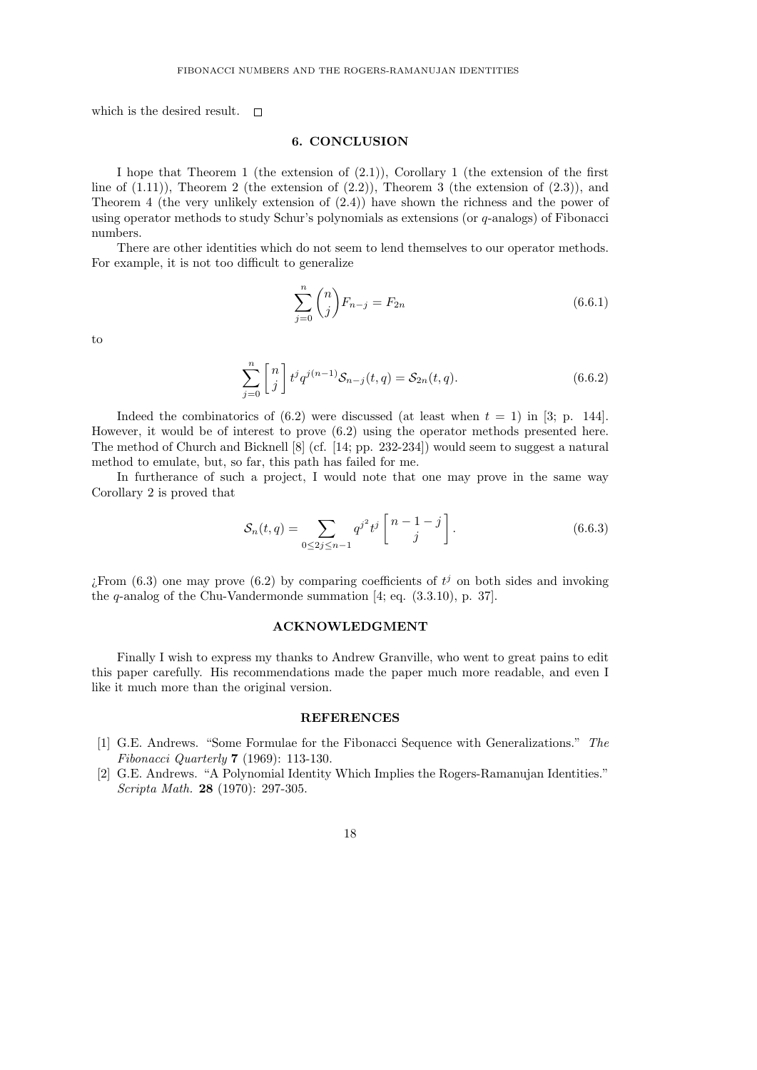which is the desired result. □

## 6. CONCLUSION

I hope that Theorem 1 (the extension of (2.1)), Corollary 1 (the extension of the first line of (1.11)), Theorem 2 (the extension of (2.2)), Theorem 3 (the extension of (2.3)), and Theorem 4 (the very unlikely extension of (2.4)) have shown the richness and the power of using operator methods to study Schur's polynomials as extensions (or $q$-analogs) of Fibonacci numbers.

There are other identities which do not seem to lend themselves to our operator methods. For example, it is not too difficult to generalize

$$\sum_{j=0}^{n} \binom{n}{j} F_{n-j} = F_{2n} \tag{6.6.1}$$

to

$$\sum_{j=0}^{n} \begin{bmatrix} n \\ j \end{bmatrix} t^j q^{j(n-1)} \mathcal{S}_{n-j}(t,q) = \mathcal{S}_{2n}(t,q). \tag{6.6.2}$$

Indeed the combinatorics of (6.2) were discussed (at least when $t = 1$) in [3; p. 144]. However, it would be of interest to prove (6.2) using the operator methods presented here. The method of Church and Bicknell [8] (cf. [14; pp. 232-234]) would seem to suggest a natural method to emulate, but, so far, this path has failed for me.

In furtherance of such a project, I would note that one may prove in the same way Corollary 2 is proved that

$$\mathcal{S}_n(t,q) = \sum_{0 \leq 2j \leq n-1} q^{j^2} t^j \begin{bmatrix} n-1-j \\ j \end{bmatrix}. \tag{6.6.3}$$

¿From (6.3) one may prove (6.2) by comparing coefficients of $t^j$ on both sides and invoking the $q$-analog of the Chu-Vandermonde summation [4; eq. (3.3.10), p. 37].

## ACKNOWLEDGMENT

Finally I wish to express my thanks to Andrew Granville, who went to great pains to edit this paper carefully. His recommendations made the paper much more readable, and even I like it much more than the original version.

## REFERENCES

[1] G.E. Andrews. "Some Formulae for the Fibonacci Sequence with Generalizations." *The Fibonacci Quarterly* **7** (1969): 113-130.

[2] G.E. Andrews. "A Polynomial Identity Which Implies the Rogers-Ramanujan Identities." *Scripta Math.* **28** (1970): 297-305.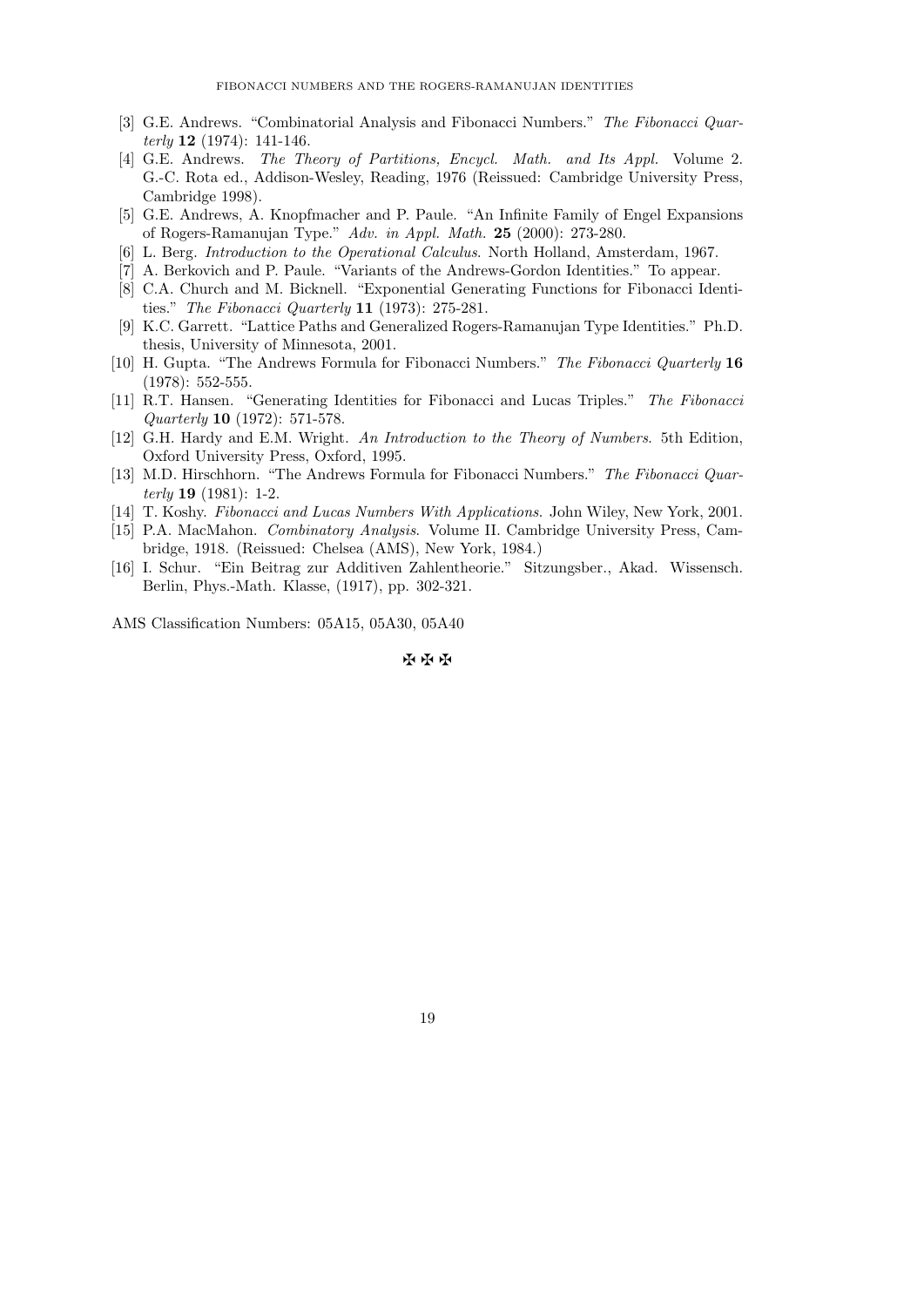[3] G.E. Andrews. "Combinatorial Analysis and Fibonacci Numbers." *The Fibonacci Quarterly* **12** (1974): 141-146.

[4] G.E. Andrews. *The Theory of Partitions, Encycl. Math. and Its Appl.* Volume 2. G.-C. Rota ed., Addison-Wesley, Reading, 1976 (Reissued: Cambridge University Press, Cambridge 1998).

[5] G.E. Andrews, A. Knopfmacher and P. Paule. "An Infinite Family of Engel Expansions of Rogers-Ramanujan Type." *Adv. in Appl. Math.* **25** (2000): 273-280.

[6] L. Berg. *Introduction to the Operational Calculus*. North Holland, Amsterdam, 1967.

[7] A. Berkovich and P. Paule. "Variants of the Andrews-Gordon Identities." To appear.

[8] C.A. Church and M. Bicknell. "Exponential Generating Functions for Fibonacci Identities." *The Fibonacci Quarterly* **11** (1973): 275-281.

[9] K.C. Garrett. "Lattice Paths and Generalized Rogers-Ramanujan Type Identities." Ph.D. thesis, University of Minnesota, 2001.

[10] H. Gupta. "The Andrews Formula for Fibonacci Numbers." *The Fibonacci Quarterly* **16** (1978): 552-555.

[11] R.T. Hansen. "Generating Identities for Fibonacci and Lucas Triples." *The Fibonacci Quarterly* **10** (1972): 571-578.

[12] G.H. Hardy and E.M. Wright. *An Introduction to the Theory of Numbers*. 5th Edition, Oxford University Press, Oxford, 1995.

[13] M.D. Hirschhorn. "The Andrews Formula for Fibonacci Numbers." *The Fibonacci Quarterly* **19** (1981): 1-2.

[14] T. Koshy. *Fibonacci and Lucas Numbers With Applications*. John Wiley, New York, 2001.

[15] P.A. MacMahon. *Combinatory Analysis*. Volume II. Cambridge University Press, Cambridge, 1918. (Reissued: Chelsea (AMS), New York, 1984.)

[16] I. Schur. "Ein Beitrag zur Additiven Zahlentheorie." Sitzungsber., Akad. Wissensch. Berlin, Phys.-Math. Klasse, (1917), pp. 302-321.

AMS Classification Numbers: 05A15, 05A30, 05A40

✠ ✠ ✠